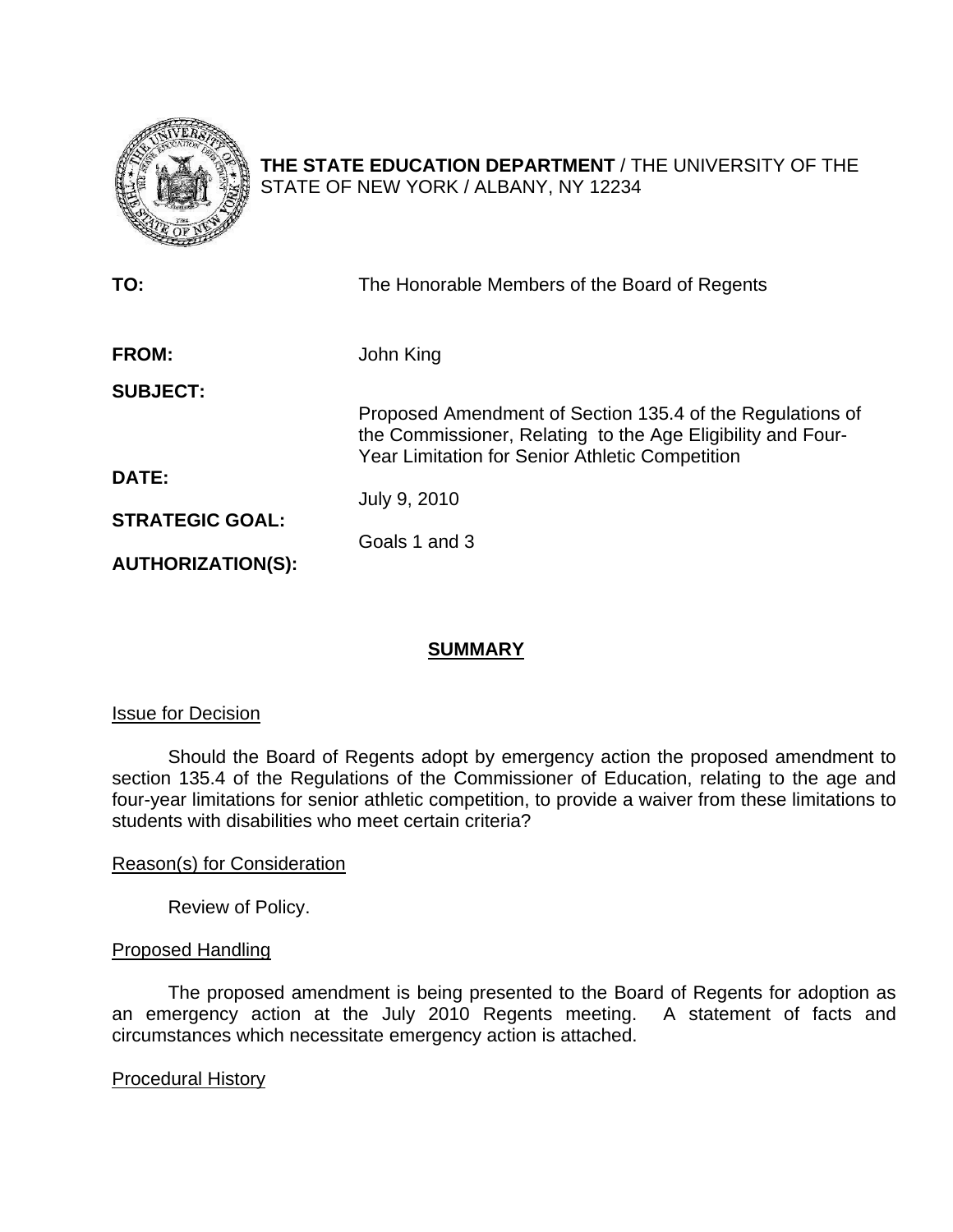**THE STATE EDUCATION DEPARTMENT** / THE UNIVERSITY OF THE STATE OF NEW YORK / ALBANY, NY 12234

| | |
|---|---|
| **TO:** | The Honorable Members of the Board of Regents |
| **FROM:** | John King |
| **SUBJECT:** | Proposed Amendment of Section 135.4 of the Regulations of the Commissioner, Relating to the Age Eligibility and Four-Year Limitation for Senior Athletic Competition |
| **DATE:** | July 9, 2010 |
| **STRATEGIC GOAL:** | Goals 1 and 3 |
| **AUTHORIZATION(S):** | |

## SUMMARY

### Issue for Decision

Should the Board of Regents adopt by emergency action the proposed amendment to section 135.4 of the Regulations of the Commissioner of Education, relating to the age and four-year limitations for senior athletic competition, to provide a waiver from these limitations to students with disabilities who meet certain criteria?

### Reason(s) for Consideration

Review of Policy.

### Proposed Handling

The proposed amendment is being presented to the Board of Regents for adoption as an emergency action at the July 2010 Regents meeting. A statement of facts and circumstances which necessitate emergency action is attached.

### Procedural History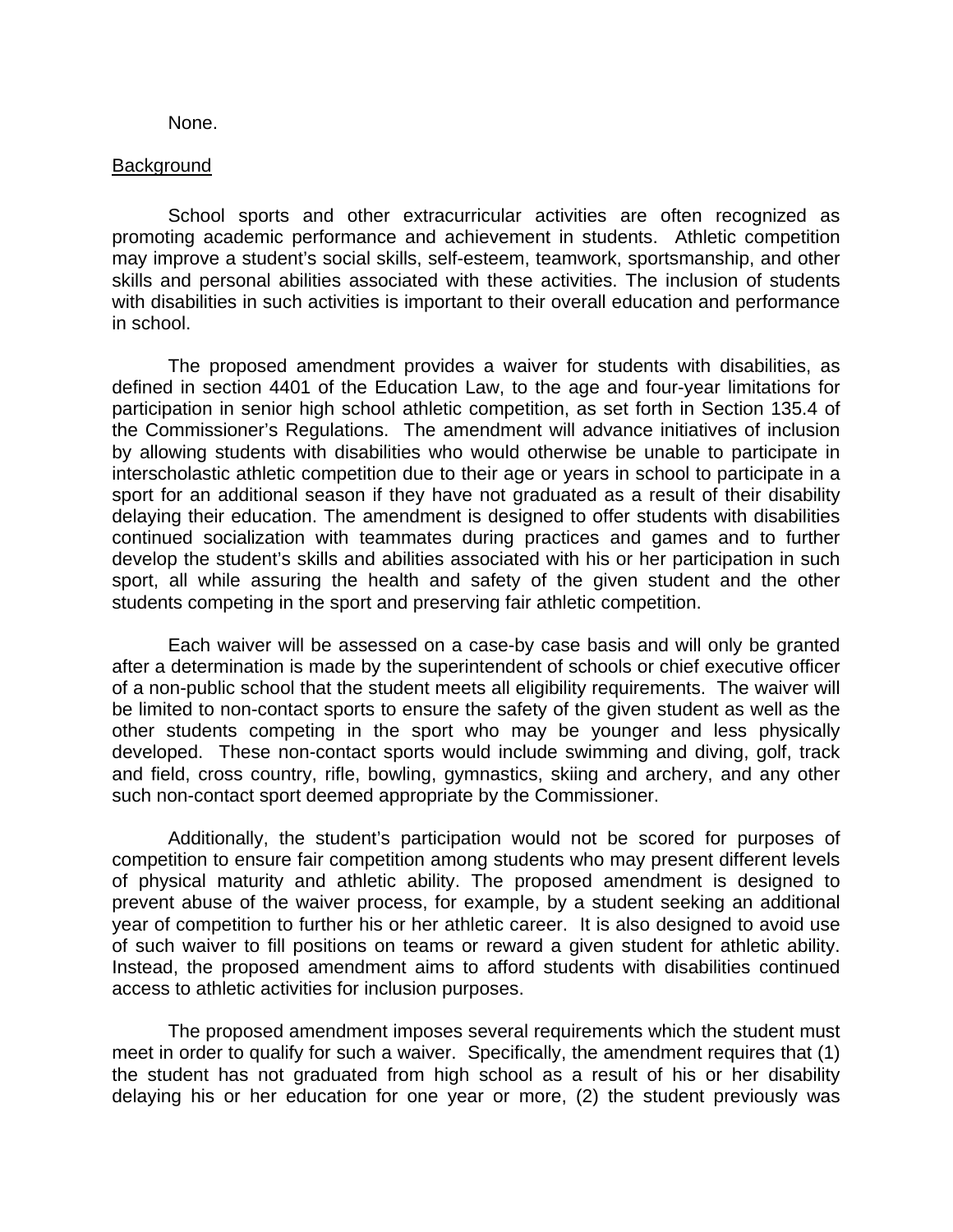None.

Background

School sports and other extracurricular activities are often recognized as promoting academic performance and achievement in students. Athletic competition may improve a student's social skills, self-esteem, teamwork, sportsmanship, and other skills and personal abilities associated with these activities. The inclusion of students with disabilities in such activities is important to their overall education and performance in school.

The proposed amendment provides a waiver for students with disabilities, as defined in section 4401 of the Education Law, to the age and four-year limitations for participation in senior high school athletic competition, as set forth in Section 135.4 of the Commissioner's Regulations. The amendment will advance initiatives of inclusion by allowing students with disabilities who would otherwise be unable to participate in interscholastic athletic competition due to their age or years in school to participate in a sport for an additional season if they have not graduated as a result of their disability delaying their education. The amendment is designed to offer students with disabilities continued socialization with teammates during practices and games and to further develop the student's skills and abilities associated with his or her participation in such sport, all while assuring the health and safety of the given student and the other students competing in the sport and preserving fair athletic competition.

Each waiver will be assessed on a case-by case basis and will only be granted after a determination is made by the superintendent of schools or chief executive officer of a non-public school that the student meets all eligibility requirements. The waiver will be limited to non-contact sports to ensure the safety of the given student as well as the other students competing in the sport who may be younger and less physically developed. These non-contact sports would include swimming and diving, golf, track and field, cross country, rifle, bowling, gymnastics, skiing and archery, and any other such non-contact sport deemed appropriate by the Commissioner.

Additionally, the student's participation would not be scored for purposes of competition to ensure fair competition among students who may present different levels of physical maturity and athletic ability. The proposed amendment is designed to prevent abuse of the waiver process, for example, by a student seeking an additional year of competition to further his or her athletic career. It is also designed to avoid use of such waiver to fill positions on teams or reward a given student for athletic ability. Instead, the proposed amendment aims to afford students with disabilities continued access to athletic activities for inclusion purposes.

The proposed amendment imposes several requirements which the student must meet in order to qualify for such a waiver. Specifically, the amendment requires that (1) the student has not graduated from high school as a result of his or her disability delaying his or her education for one year or more, (2) the student previously was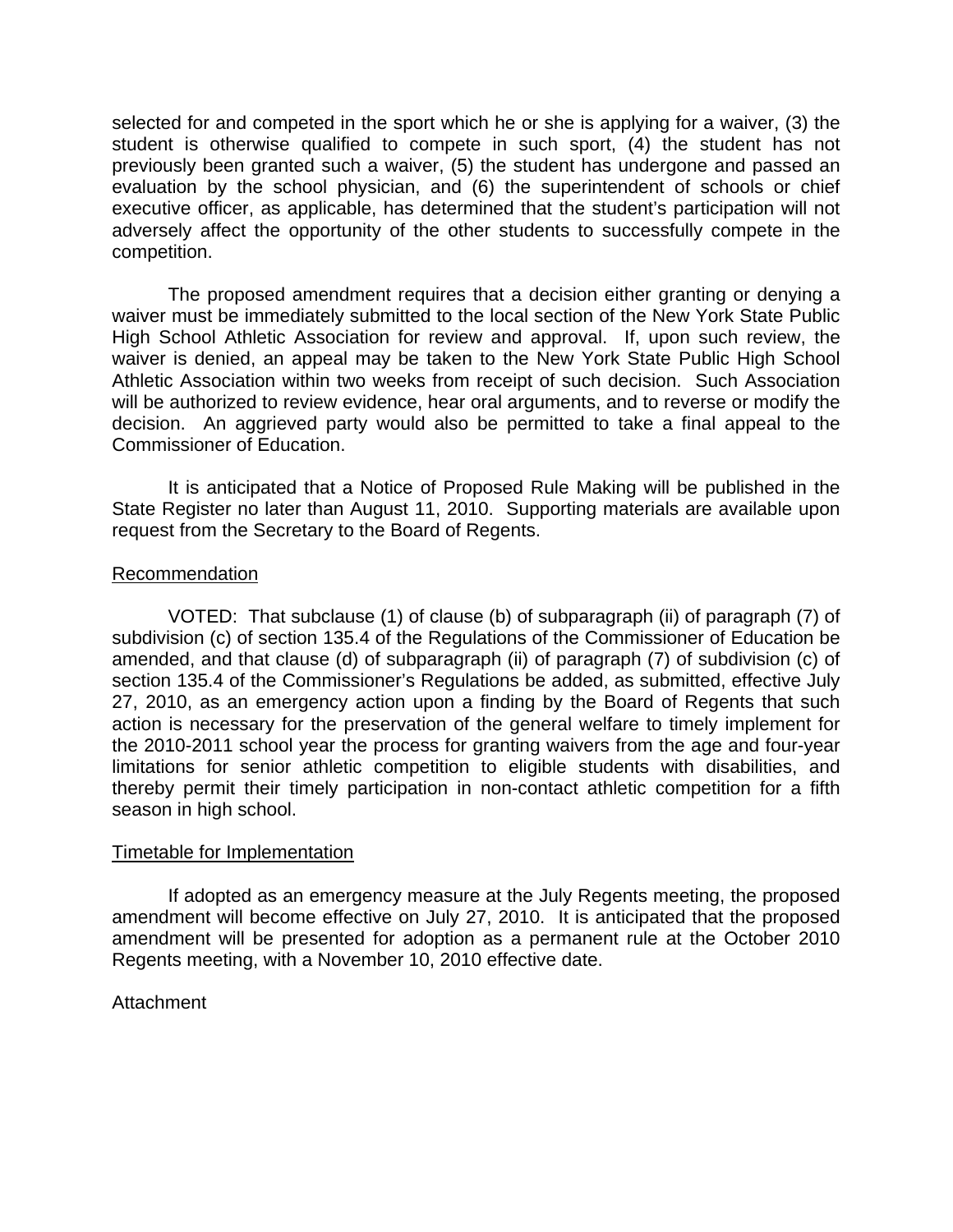selected for and competed in the sport which he or she is applying for a waiver, (3) the student is otherwise qualified to compete in such sport, (4) the student has not previously been granted such a waiver, (5) the student has undergone and passed an evaluation by the school physician, and (6) the superintendent of schools or chief executive officer, as applicable, has determined that the student's participation will not adversely affect the opportunity of the other students to successfully compete in the competition.

The proposed amendment requires that a decision either granting or denying a waiver must be immediately submitted to the local section of the New York State Public High School Athletic Association for review and approval. If, upon such review, the waiver is denied, an appeal may be taken to the New York State Public High School Athletic Association within two weeks from receipt of such decision. Such Association will be authorized to review evidence, hear oral arguments, and to reverse or modify the decision. An aggrieved party would also be permitted to take a final appeal to the Commissioner of Education.

It is anticipated that a Notice of Proposed Rule Making will be published in the State Register no later than August 11, 2010. Supporting materials are available upon request from the Secretary to the Board of Regents.

## Recommendation

VOTED: That subclause (1) of clause (b) of subparagraph (ii) of paragraph (7) of subdivision (c) of section 135.4 of the Regulations of the Commissioner of Education be amended, and that clause (d) of subparagraph (ii) of paragraph (7) of subdivision (c) of section 135.4 of the Commissioner's Regulations be added, as submitted, effective July 27, 2010, as an emergency action upon a finding by the Board of Regents that such action is necessary for the preservation of the general welfare to timely implement for the 2010-2011 school year the process for granting waivers from the age and four-year limitations for senior athletic competition to eligible students with disabilities, and thereby permit their timely participation in non-contact athletic competition for a fifth season in high school.

## Timetable for Implementation

If adopted as an emergency measure at the July Regents meeting, the proposed amendment will become effective on July 27, 2010. It is anticipated that the proposed amendment will be presented for adoption as a permanent rule at the October 2010 Regents meeting, with a November 10, 2010 effective date.

Attachment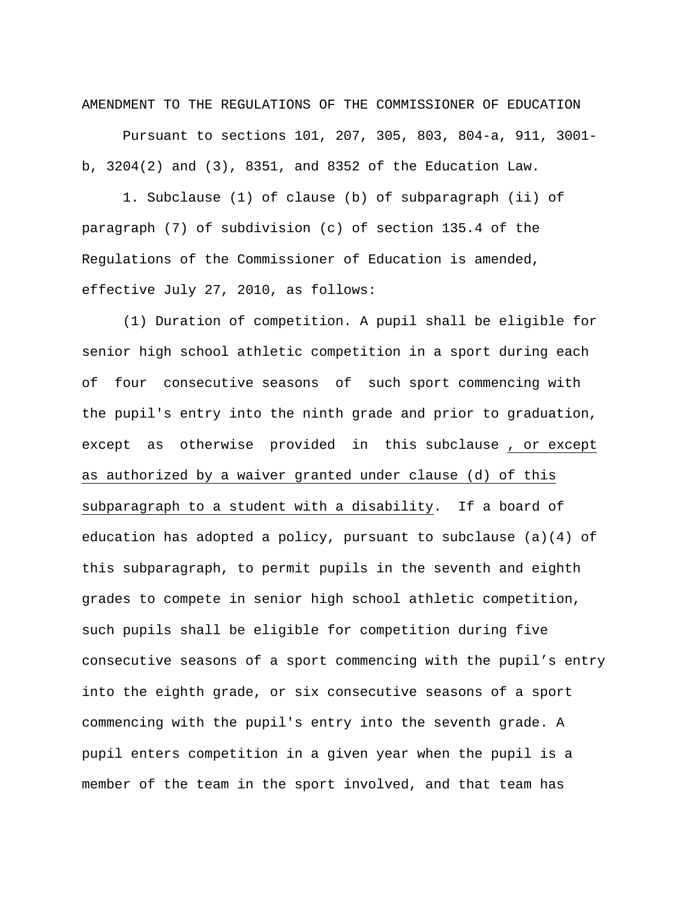AMENDMENT TO THE REGULATIONS OF THE COMMISSIONER OF EDUCATION

Pursuant to sections 101, 207, 305, 803, 804-a, 911, 3001-b, 3204(2) and (3), 8351, and 8352 of the Education Law.

1. Subclause (1) of clause (b) of subparagraph (ii) of paragraph (7) of subdivision (c) of section 135.4 of the Regulations of the Commissioner of Education is amended, effective July 27, 2010, as follows:

(1) Duration of competition. A pupil shall be eligible for senior high school athletic competition in a sport during each of four consecutive seasons of such sport commencing with the pupil's entry into the ninth grade and prior to graduation, except as otherwise provided in this subclause <u>, or except as authorized by a waiver granted under clause (d) of this subparagraph to a student with a disability</u>. If a board of education has adopted a policy, pursuant to subclause (a)(4) of this subparagraph, to permit pupils in the seventh and eighth grades to compete in senior high school athletic competition, such pupils shall be eligible for competition during five consecutive seasons of a sport commencing with the pupil's entry into the eighth grade, or six consecutive seasons of a sport commencing with the pupil's entry into the seventh grade. A pupil enters competition in a given year when the pupil is a member of the team in the sport involved, and that team has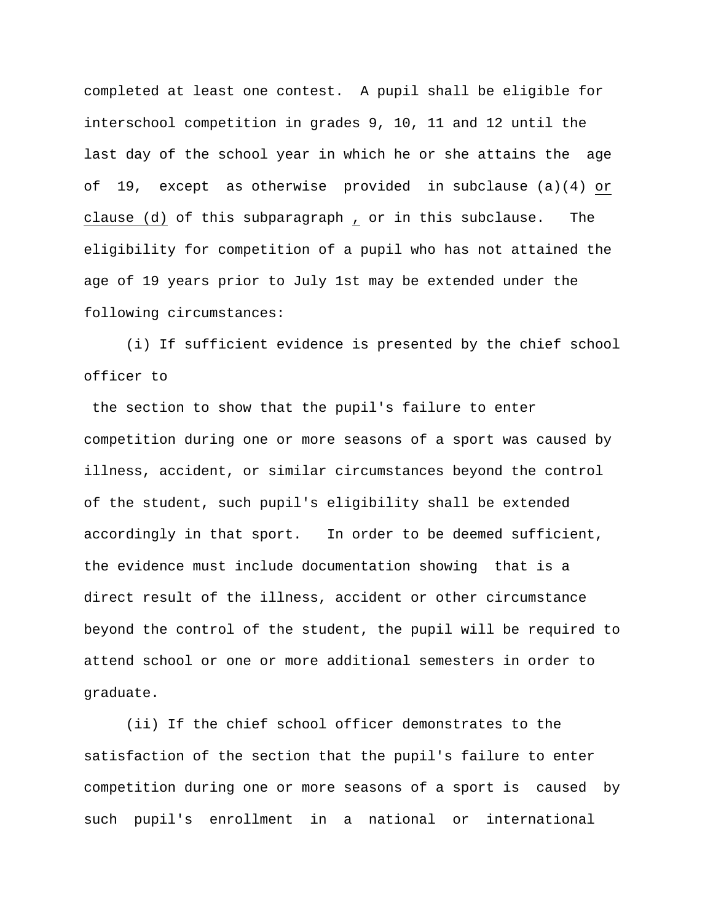completed at least one contest. A pupil shall be eligible for interschool competition in grades 9, 10, 11 and 12 until the last day of the school year in which he or she attains the age of 19, except as otherwise provided in subclause (a)(4) <u>or clause (d)</u> of this subparagraph <u>,</u> or in this subclause. The eligibility for competition of a pupil who has not attained the age of 19 years prior to July 1st may be extended under the following circumstances:

(i) If sufficient evidence is presented by the chief school officer to the section to show that the pupil's failure to enter competition during one or more seasons of a sport was caused by illness, accident, or similar circumstances beyond the control of the student, such pupil's eligibility shall be extended accordingly in that sport. In order to be deemed sufficient, the evidence must include documentation showing that is a direct result of the illness, accident or other circumstance beyond the control of the student, the pupil will be required to attend school or one or more additional semesters in order to graduate.

(ii) If the chief school officer demonstrates to the satisfaction of the section that the pupil's failure to enter competition during one or more seasons of a sport is caused by such pupil's enrollment in a national or international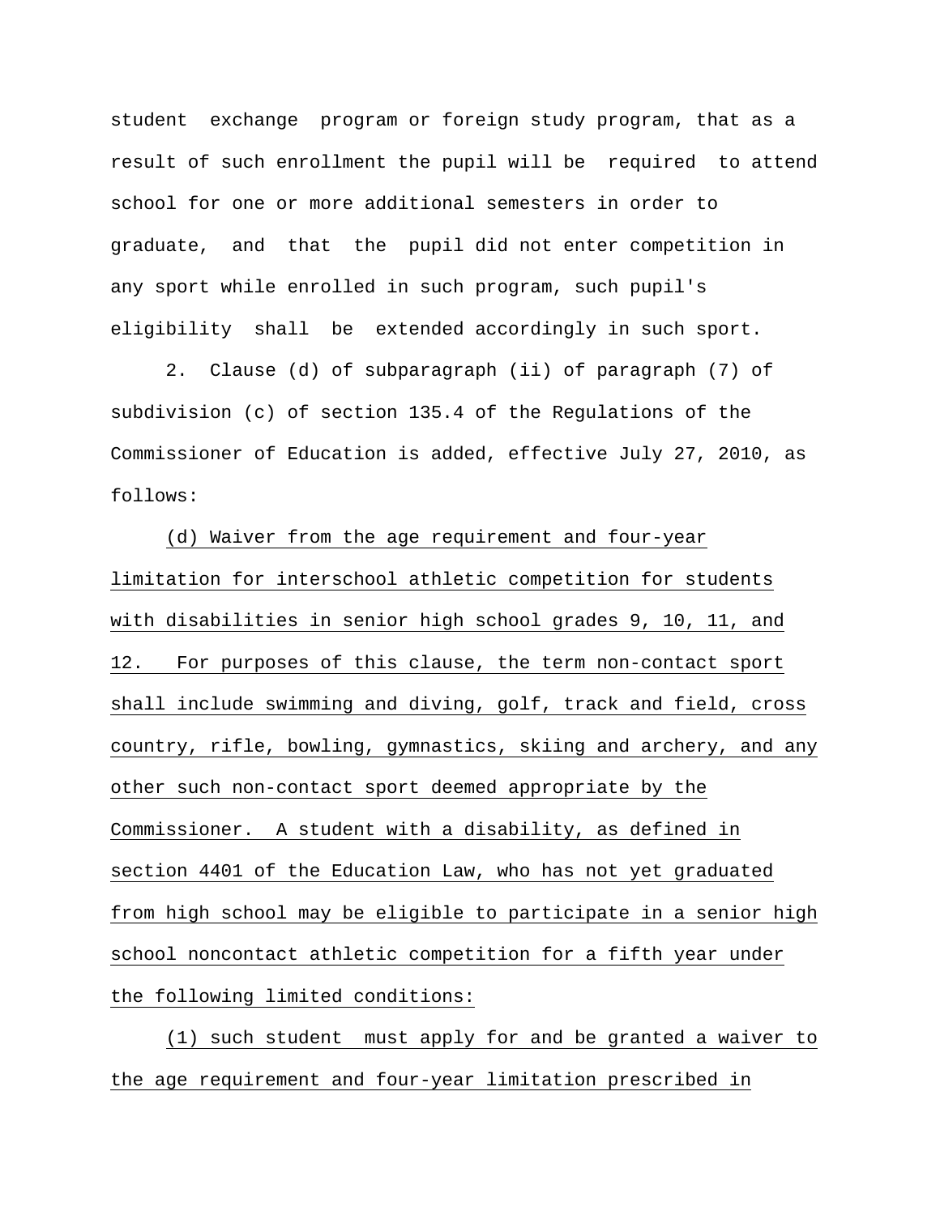student exchange program or foreign study program, that as a result of such enrollment the pupil will be required to attend school for one or more additional semesters in order to graduate, and that the pupil did not enter competition in any sport while enrolled in such program, such pupil's eligibility shall be extended accordingly in such sport.

2. Clause (d) of subparagraph (ii) of paragraph (7) of subdivision (c) of section 135.4 of the Regulations of the Commissioner of Education is added, effective July 27, 2010, as follows:

<u>(d) Waiver from the age requirement and four-year limitation for interschool athletic competition for students with disabilities in senior high school grades 9, 10, 11, and 12. For purposes of this clause, the term non-contact sport shall include swimming and diving, golf, track and field, cross country, rifle, bowling, gymnastics, skiing and archery, and any other such non-contact sport deemed appropriate by the Commissioner. A student with a disability, as defined in section 4401 of the Education Law, who has not yet graduated from high school may be eligible to participate in a senior high school noncontact athletic competition for a fifth year under the following limited conditions:</u>

<u>(1) such student must apply for and be granted a waiver to the age requirement and four-year limitation prescribed in</u>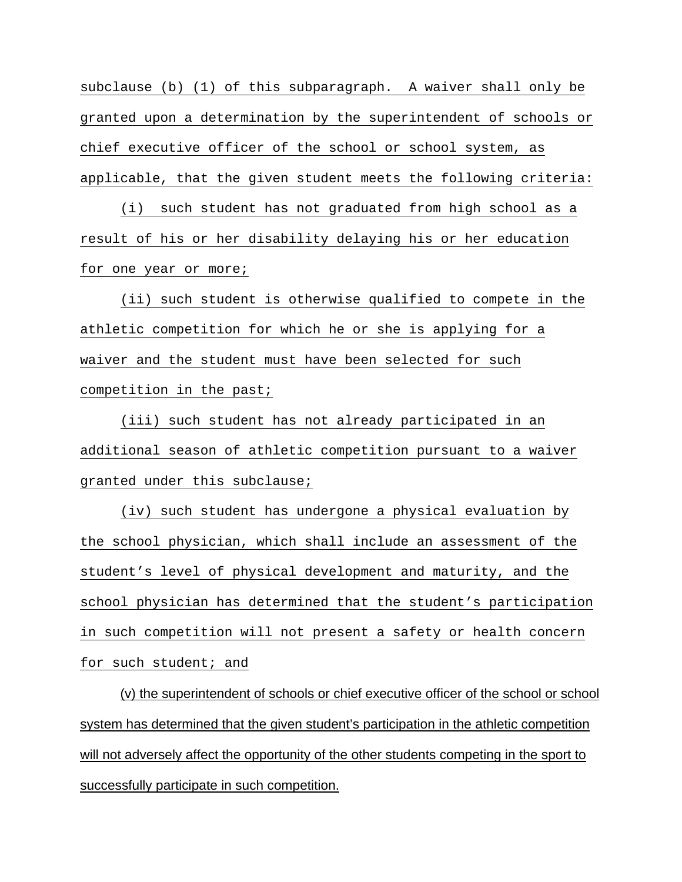subclause (b) (1) of this subparagraph. A waiver shall only be granted upon a determination by the superintendent of schools or chief executive officer of the school or school system, as applicable, that the given student meets the following criteria:

(i) such student has not graduated from high school as a result of his or her disability delaying his or her education for one year or more;

(ii) such student is otherwise qualified to compete in the athletic competition for which he or she is applying for a waiver and the student must have been selected for such competition in the past;

(iii) such student has not already participated in an additional season of athletic competition pursuant to a waiver granted under this subclause;

(iv) such student has undergone a physical evaluation by the school physician, which shall include an assessment of the student's level of physical development and maturity, and the school physician has determined that the student's participation in such competition will not present a safety or health concern for such student; and

(v) the superintendent of schools or chief executive officer of the school or school system has determined that the given student's participation in the athletic competition will not adversely affect the opportunity of the other students competing in the sport to successfully participate in such competition.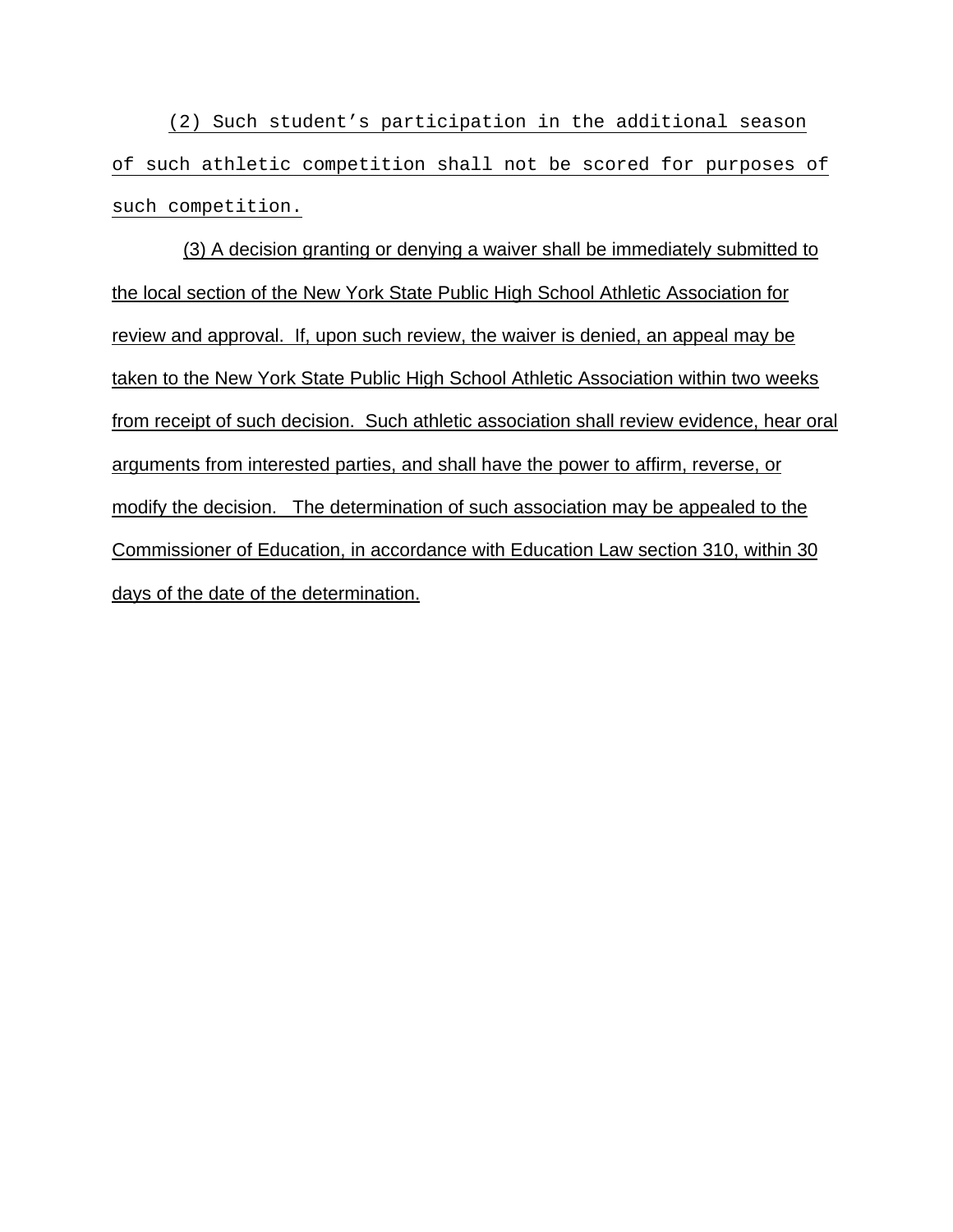(2) Such student's participation in the additional season of such athletic competition shall not be scored for purposes of such competition.

(3) A decision granting or denying a waiver shall be immediately submitted to the local section of the New York State Public High School Athletic Association for review and approval. If, upon such review, the waiver is denied, an appeal may be taken to the New York State Public High School Athletic Association within two weeks from receipt of such decision. Such athletic association shall review evidence, hear oral arguments from interested parties, and shall have the power to affirm, reverse, or modify the decision. The determination of such association may be appealed to the Commissioner of Education, in accordance with Education Law section 310, within 30 days of the date of the determination.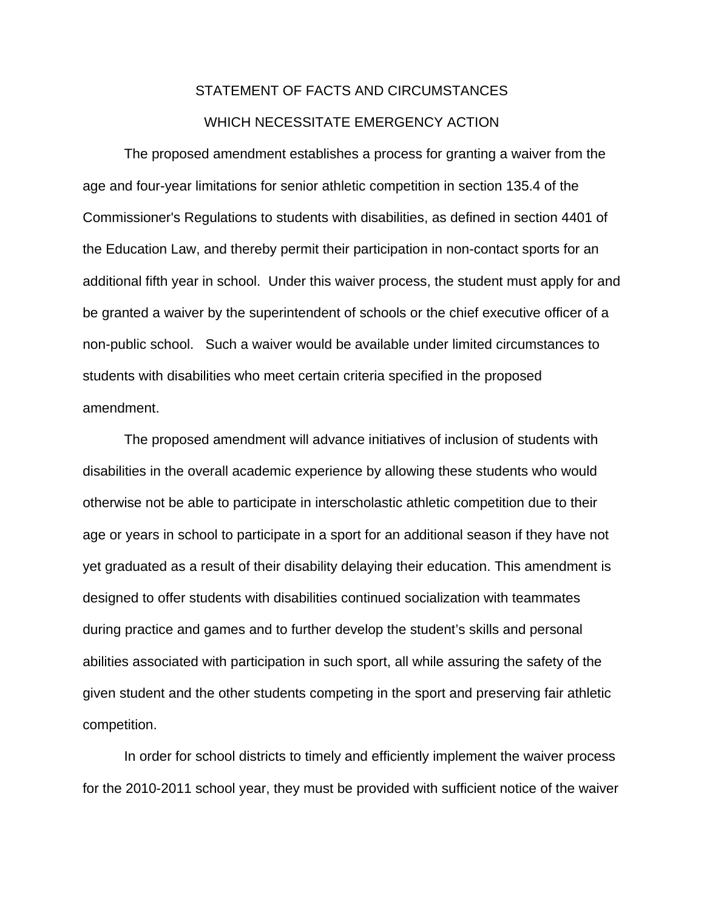# STATEMENT OF FACTS AND CIRCUMSTANCES

# WHICH NECESSITATE EMERGENCY ACTION

The proposed amendment establishes a process for granting a waiver from the age and four-year limitations for senior athletic competition in section 135.4 of the Commissioner's Regulations to students with disabilities, as defined in section 4401 of the Education Law, and thereby permit their participation in non-contact sports for an additional fifth year in school. Under this waiver process, the student must apply for and be granted a waiver by the superintendent of schools or the chief executive officer of a non-public school. Such a waiver would be available under limited circumstances to students with disabilities who meet certain criteria specified in the proposed amendment.

The proposed amendment will advance initiatives of inclusion of students with disabilities in the overall academic experience by allowing these students who would otherwise not be able to participate in interscholastic athletic competition due to their age or years in school to participate in a sport for an additional season if they have not yet graduated as a result of their disability delaying their education. This amendment is designed to offer students with disabilities continued socialization with teammates during practice and games and to further develop the student's skills and personal abilities associated with participation in such sport, all while assuring the safety of the given student and the other students competing in the sport and preserving fair athletic competition.

In order for school districts to timely and efficiently implement the waiver process for the 2010-2011 school year, they must be provided with sufficient notice of the waiver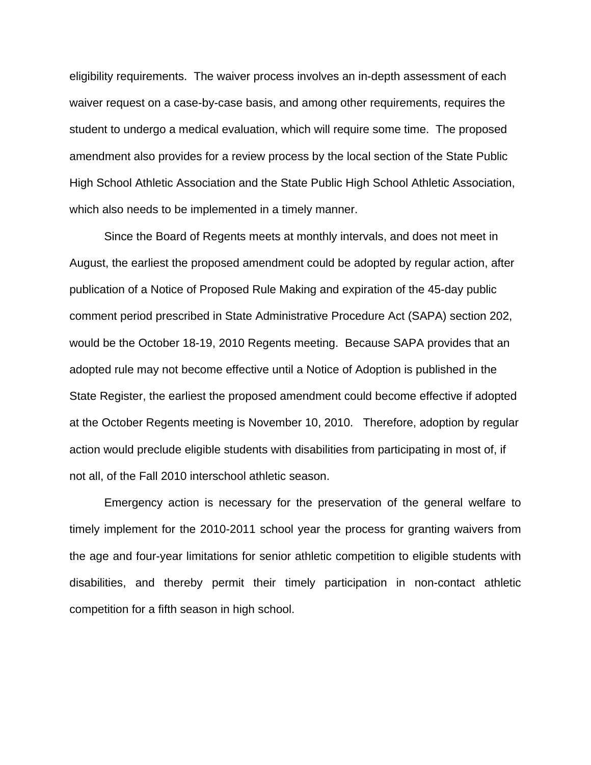eligibility requirements. The waiver process involves an in-depth assessment of each waiver request on a case-by-case basis, and among other requirements, requires the student to undergo a medical evaluation, which will require some time. The proposed amendment also provides for a review process by the local section of the State Public High School Athletic Association and the State Public High School Athletic Association, which also needs to be implemented in a timely manner.

Since the Board of Regents meets at monthly intervals, and does not meet in August, the earliest the proposed amendment could be adopted by regular action, after publication of a Notice of Proposed Rule Making and expiration of the 45-day public comment period prescribed in State Administrative Procedure Act (SAPA) section 202, would be the October 18-19, 2010 Regents meeting. Because SAPA provides that an adopted rule may not become effective until a Notice of Adoption is published in the State Register, the earliest the proposed amendment could become effective if adopted at the October Regents meeting is November 10, 2010. Therefore, adoption by regular action would preclude eligible students with disabilities from participating in most of, if not all, of the Fall 2010 interschool athletic season.

Emergency action is necessary for the preservation of the general welfare to timely implement for the 2010-2011 school year the process for granting waivers from the age and four-year limitations for senior athletic competition to eligible students with disabilities, and thereby permit their timely participation in non-contact athletic competition for a fifth season in high school.